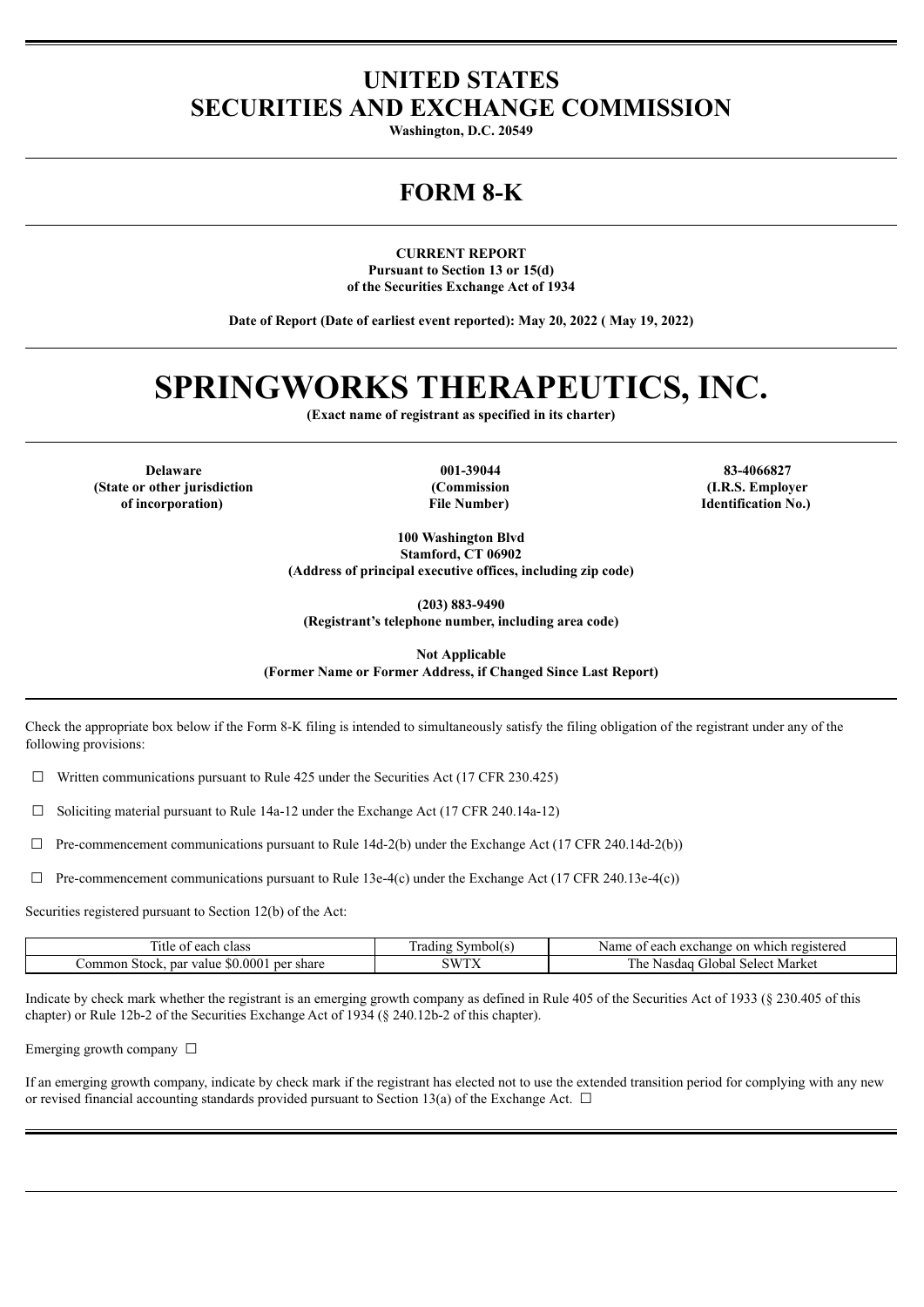# UNITED STATES
# SECURITIES AND EXCHANGE COMMISSION

**Washington, D.C. 20549**

## FORM 8-K

**CURRENT REPORT**
**Pursuant to Section 13 or 15(d)**
**of the Securities Exchange Act of 1934**

**Date of Report (Date of earliest event reported): May 20, 2022 ( May 19, 2022)**

# SPRINGWORKS THERAPEUTICS, INC.

**(Exact name of registrant as specified in its charter)**

| Delaware | 001-39044 | 83-4066827 |
|---|---|---|
| (State or other jurisdiction of incorporation) | (Commission File Number) | (I.R.S. Employer Identification No.) |

**100 Washington Blvd**
**Stamford, CT 06902**
**(Address of principal executive offices, including zip code)**

**(203) 883-9490**
**(Registrant's telephone number, including area code)**

**Not Applicable**
**(Former Name or Former Address, if Changed Since Last Report)**

Check the appropriate box below if the Form 8-K filing is intended to simultaneously satisfy the filing obligation of the registrant under any of the following provisions:

☐ Written communications pursuant to Rule 425 under the Securities Act (17 CFR 230.425)

☐ Soliciting material pursuant to Rule 14a-12 under the Exchange Act (17 CFR 240.14a-12)

☐ Pre-commencement communications pursuant to Rule 14d-2(b) under the Exchange Act (17 CFR 240.14d-2(b))

☐ Pre-commencement communications pursuant to Rule 13e-4(c) under the Exchange Act (17 CFR 240.13e-4(c))

Securities registered pursuant to Section 12(b) of the Act:

| Title of each class | Trading Symbol(s) | Name of each exchange on which registered |
|---|---|---|
| Common Stock, par value $0.0001 per share | SWTX | The Nasdaq Global Select Market |

Indicate by check mark whether the registrant is an emerging growth company as defined in Rule 405 of the Securities Act of 1933 (§ 230.405 of this chapter) or Rule 12b-2 of the Securities Exchange Act of 1934 (§ 240.12b-2 of this chapter).

Emerging growth company ☐

If an emerging growth company, indicate by check mark if the registrant has elected not to use the extended transition period for complying with any new or revised financial accounting standards provided pursuant to Section 13(a) of the Exchange Act. ☐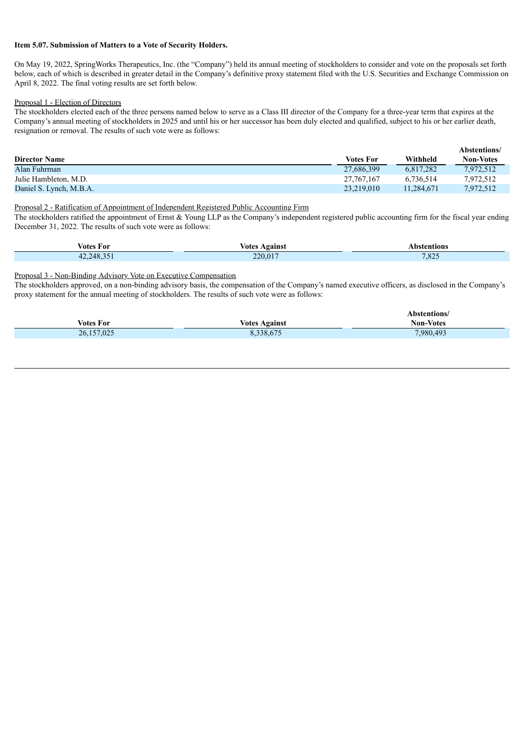**Item 5.07. Submission of Matters to a Vote of Security Holders.**

On May 19, 2022, SpringWorks Therapeutics, Inc. (the "Company") held its annual meeting of stockholders to consider and vote on the proposals set forth below, each of which is described in greater detail in the Company's definitive proxy statement filed with the U.S. Securities and Exchange Commission on April 8, 2022. The final voting results are set forth below.

Proposal 1 - Election of Directors

The stockholders elected each of the three persons named below to serve as a Class III director of the Company for a three-year term that expires at the Company's annual meeting of stockholders in 2025 and until his or her successor has been duly elected and qualified, subject to his or her earlier death, resignation or removal. The results of such vote were as follows:

| Director Name | Votes For | Withheld | Abstentions/ Non-Votes |
| --- | --- | --- | --- |
| Alan Fuhrman | 27,686,399 | 6,817,282 | 7,972,512 |
| Julie Hambleton, M.D. | 27,767,167 | 6,736,514 | 7,972,512 |
| Daniel S. Lynch, M.B.A. | 23,219,010 | 11,284,671 | 7,972,512 |

Proposal 2 - Ratification of Appointment of Independent Registered Public Accounting Firm

The stockholders ratified the appointment of Ernst & Young LLP as the Company's independent registered public accounting firm for the fiscal year ending December 31, 2022. The results of such vote were as follows:

| Votes For | Votes Against | Abstentions |
| --- | --- | --- |
| 42,248,351 | 220,017 | 7,825 |

Proposal 3 - Non-Binding Advisory Vote on Executive Compensation

The stockholders approved, on a non-binding advisory basis, the compensation of the Company's named executive officers, as disclosed in the Company's proxy statement for the annual meeting of stockholders. The results of such vote were as follows:

| Votes For | Votes Against | Abstentions/ Non-Votes |
| --- | --- | --- |
| 26,157,025 | 8,338,675 | 7,980,493 |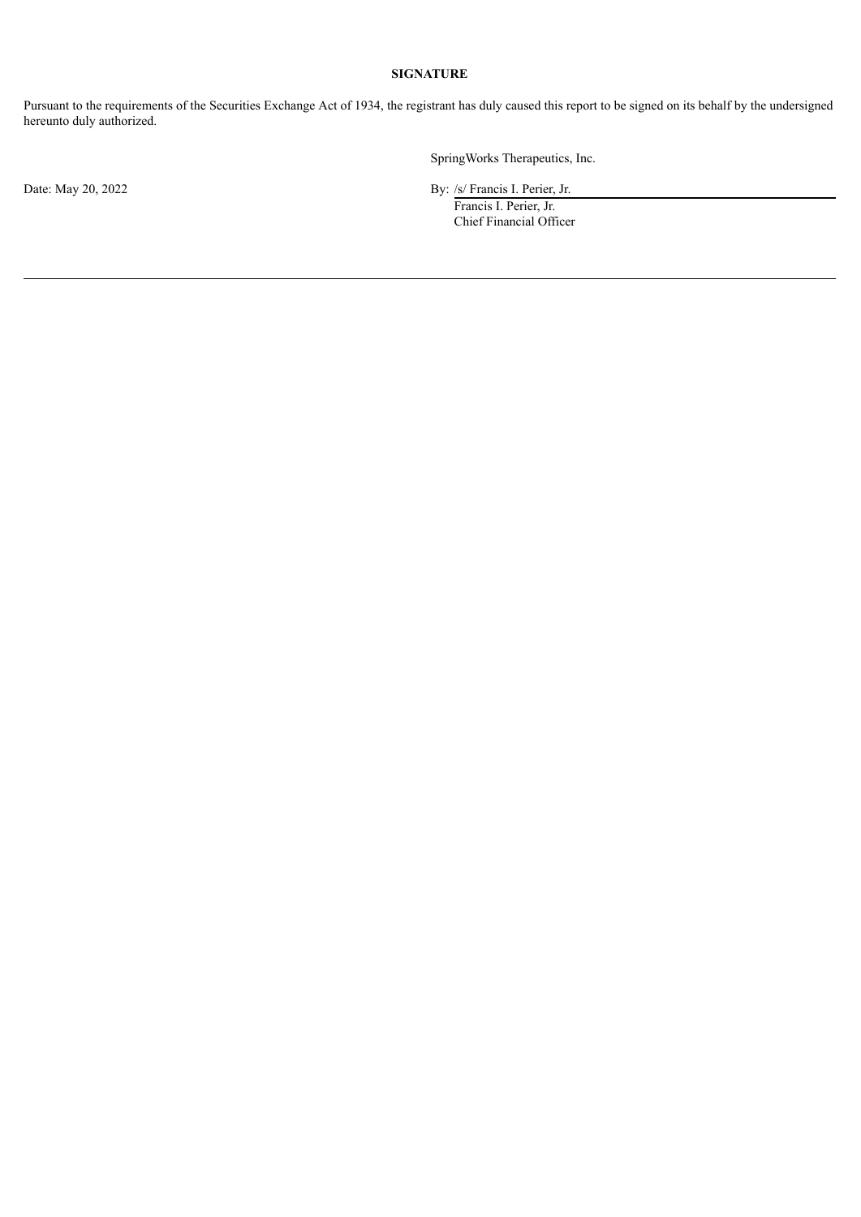**SIGNATURE**

Pursuant to the requirements of the Securities Exchange Act of 1934, the registrant has duly caused this report to be signed on its behalf by the undersigned hereunto duly authorized.

SpringWorks Therapeutics, Inc.

Date: May 20, 2022

By: /s/ Francis I. Perier, Jr.
Francis I. Perier, Jr.
Chief Financial Officer